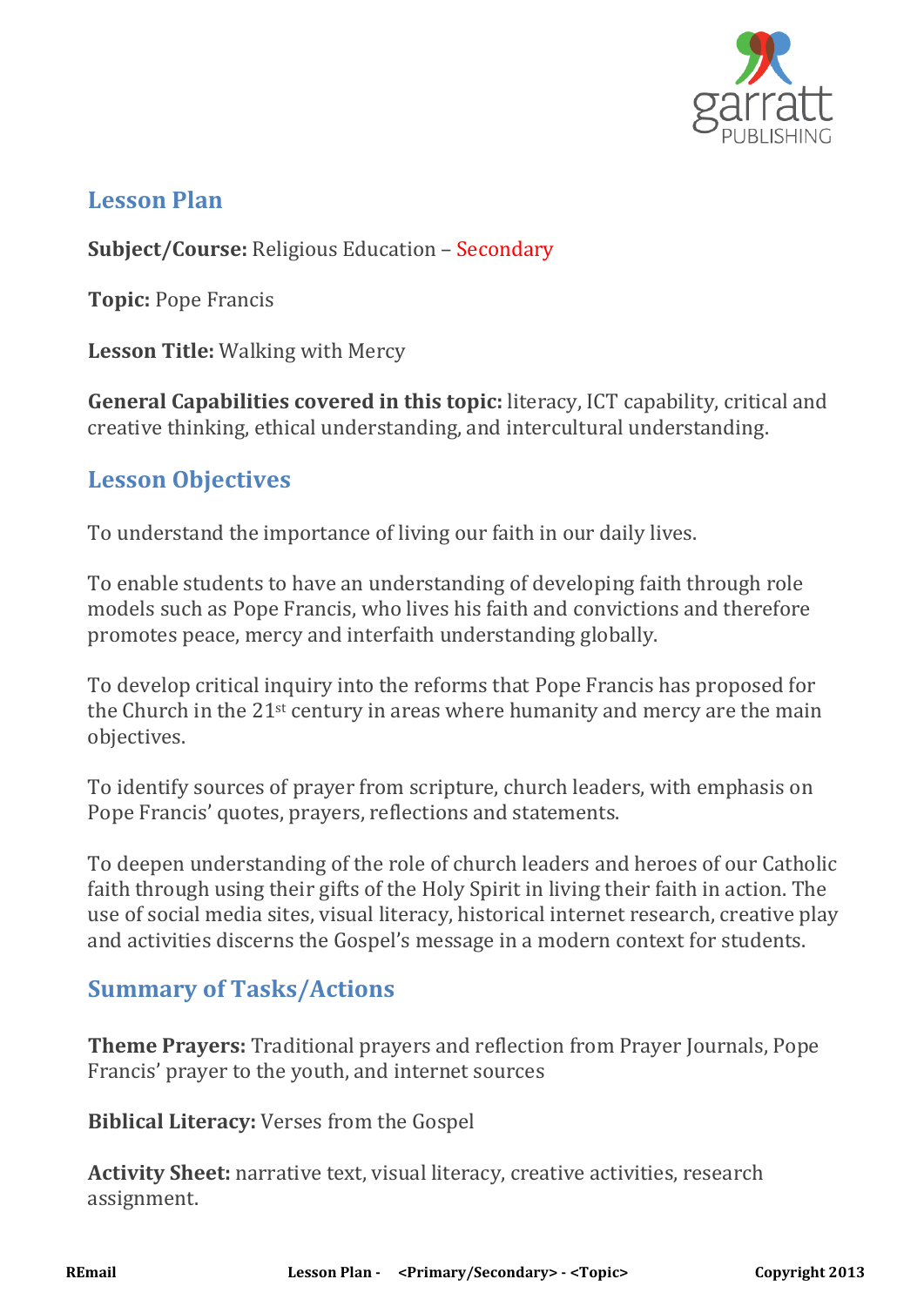## Lesson Plan

**Subject/Course:** Religious Education – Secondary

**Topic:** Pope Francis

**Lesson Title:** Walking with Mercy

**General Capabilities covered in this topic:** literacy, ICT capability, critical and creative thinking, ethical understanding, and intercultural understanding.

## Lesson Objectives

To understand the importance of living our faith in our daily lives.

To enable students to have an understanding of developing faith through role models such as Pope Francis, who lives his faith and convictions and therefore promotes peace, mercy and interfaith understanding globally.

To develop critical inquiry into the reforms that Pope Francis has proposed for the Church in the 21st century in areas where humanity and mercy are the main objectives.

To identify sources of prayer from scripture, church leaders, with emphasis on Pope Francis' quotes, prayers, reflections and statements.

To deepen understanding of the role of church leaders and heroes of our Catholic faith through using their gifts of the Holy Spirit in living their faith in action. The use of social media sites, visual literacy, historical internet research, creative play and activities discerns the Gospel's message in a modern context for students.

## Summary of Tasks/Actions

**Theme Prayers:** Traditional prayers and reflection from Prayer Journals, Pope Francis' prayer to the youth, and internet sources

**Biblical Literacy:** Verses from the Gospel

**Activity Sheet:** narrative text, visual literacy, creative activities, research assignment.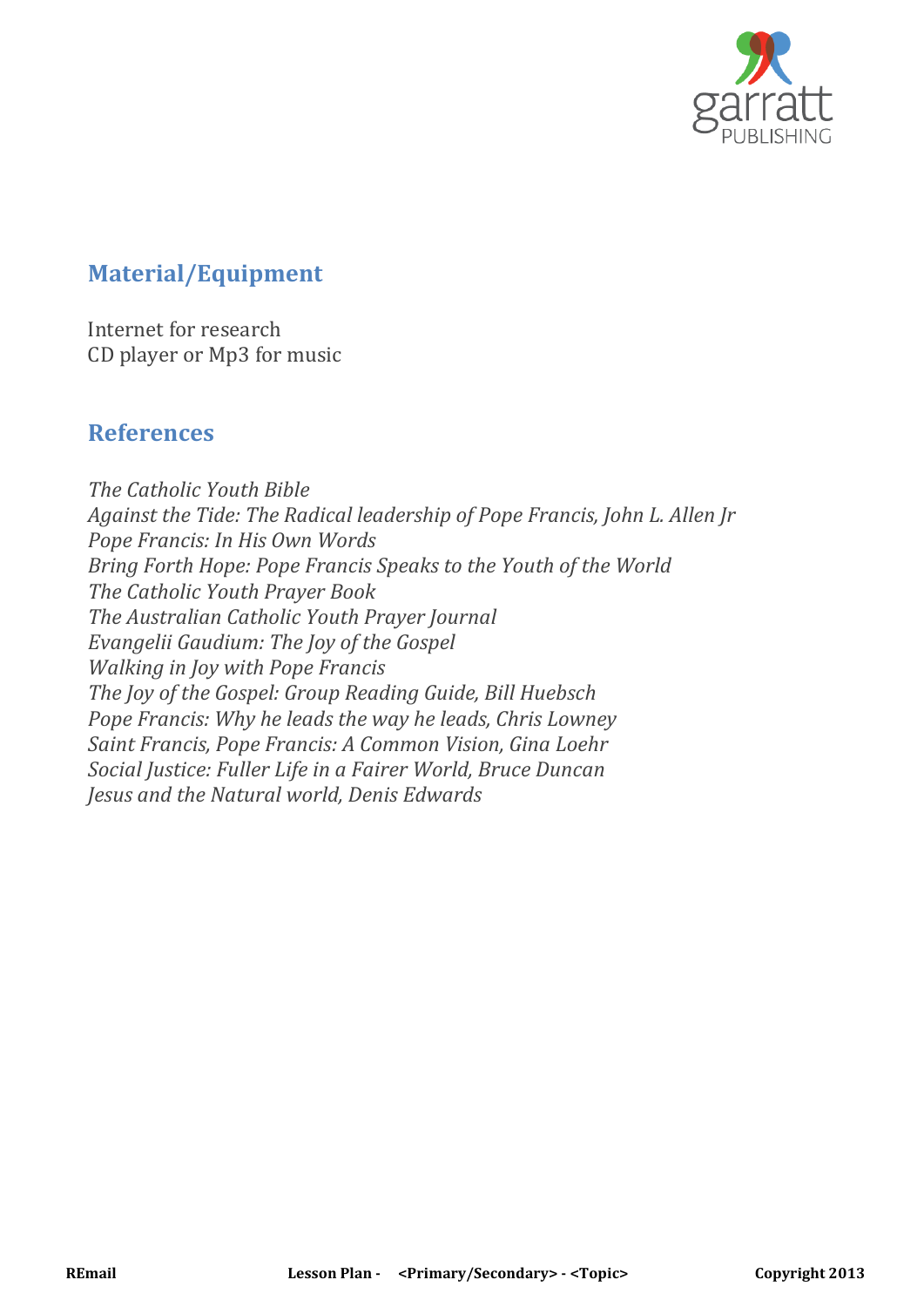## Material/Equipment

Internet for research
CD player or Mp3 for music

## References

*The Catholic Youth Bible*
*Against the Tide: The Radical leadership of Pope Francis, John L. Allen Jr*
*Pope Francis: In His Own Words*
*Bring Forth Hope: Pope Francis Speaks to the Youth of the World*
*The Catholic Youth Prayer Book*
*The Australian Catholic Youth Prayer Journal*
*Evangelii Gaudium: The Joy of the Gospel*
*Walking in Joy with Pope Francis*
*The Joy of the Gospel: Group Reading Guide, Bill Huebsch*
*Pope Francis: Why he leads the way he leads, Chris Lowney*
*Saint Francis, Pope Francis: A Common Vision, Gina Loehr*
*Social Justice: Fuller Life in a Fairer World, Bruce Duncan*
*Jesus and the Natural world, Denis Edwards*